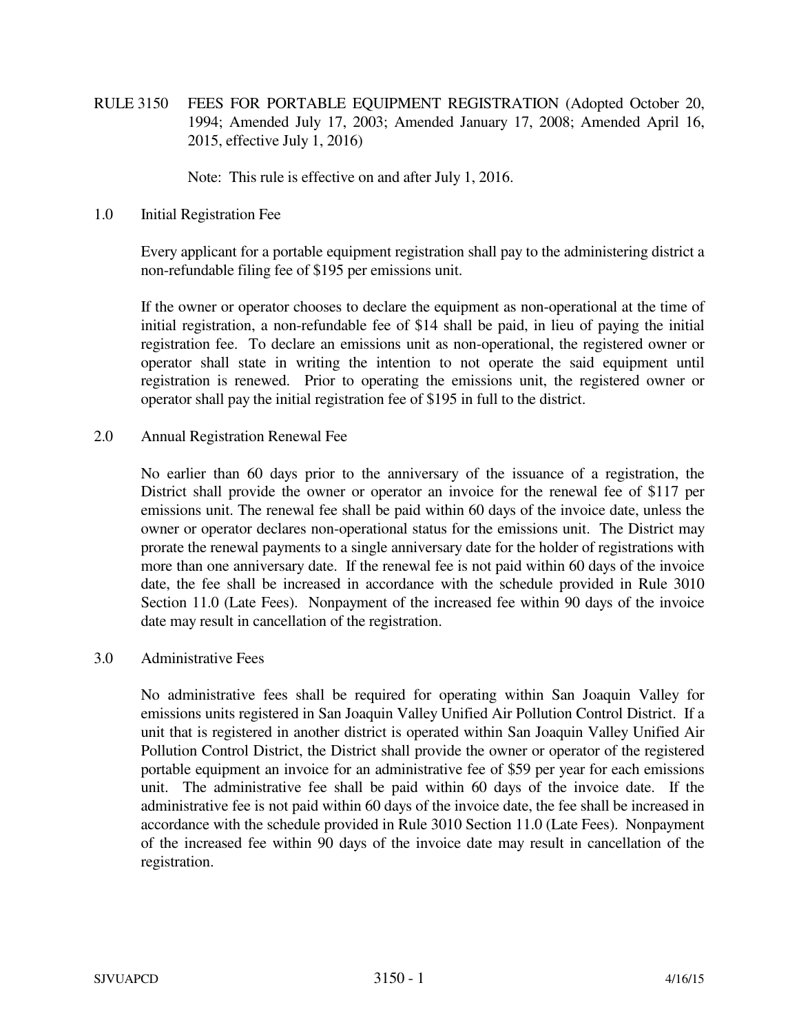# RULE 3150 FEES FOR PORTABLE EQUIPMENT REGISTRATION (Adopted October 20, 1994; Amended July 17, 2003; Amended January 17, 2008; Amended April 16, 2015, effective July 1, 2016)

Note: This rule is effective on and after July 1, 2016.

## 1.0 Initial Registration Fee

Every applicant for a portable equipment registration shall pay to the administering district a non-refundable filing fee of $195 per emissions unit.

If the owner or operator chooses to declare the equipment as non-operational at the time of initial registration, a non-refundable fee of $14 shall be paid, in lieu of paying the initial registration fee. To declare an emissions unit as non-operational, the registered owner or operator shall state in writing the intention to not operate the said equipment until registration is renewed. Prior to operating the emissions unit, the registered owner or operator shall pay the initial registration fee of $195 in full to the district.

## 2.0 Annual Registration Renewal Fee

No earlier than 60 days prior to the anniversary of the issuance of a registration, the District shall provide the owner or operator an invoice for the renewal fee of $117 per emissions unit. The renewal fee shall be paid within 60 days of the invoice date, unless the owner or operator declares non-operational status for the emissions unit. The District may prorate the renewal payments to a single anniversary date for the holder of registrations with more than one anniversary date. If the renewal fee is not paid within 60 days of the invoice date, the fee shall be increased in accordance with the schedule provided in Rule 3010 Section 11.0 (Late Fees). Nonpayment of the increased fee within 90 days of the invoice date may result in cancellation of the registration.

## 3.0 Administrative Fees

No administrative fees shall be required for operating within San Joaquin Valley for emissions units registered in San Joaquin Valley Unified Air Pollution Control District. If a unit that is registered in another district is operated within San Joaquin Valley Unified Air Pollution Control District, the District shall provide the owner or operator of the registered portable equipment an invoice for an administrative fee of $59 per year for each emissions unit. The administrative fee shall be paid within 60 days of the invoice date. If the administrative fee is not paid within 60 days of the invoice date, the fee shall be increased in accordance with the schedule provided in Rule 3010 Section 11.0 (Late Fees). Nonpayment of the increased fee within 90 days of the invoice date may result in cancellation of the registration.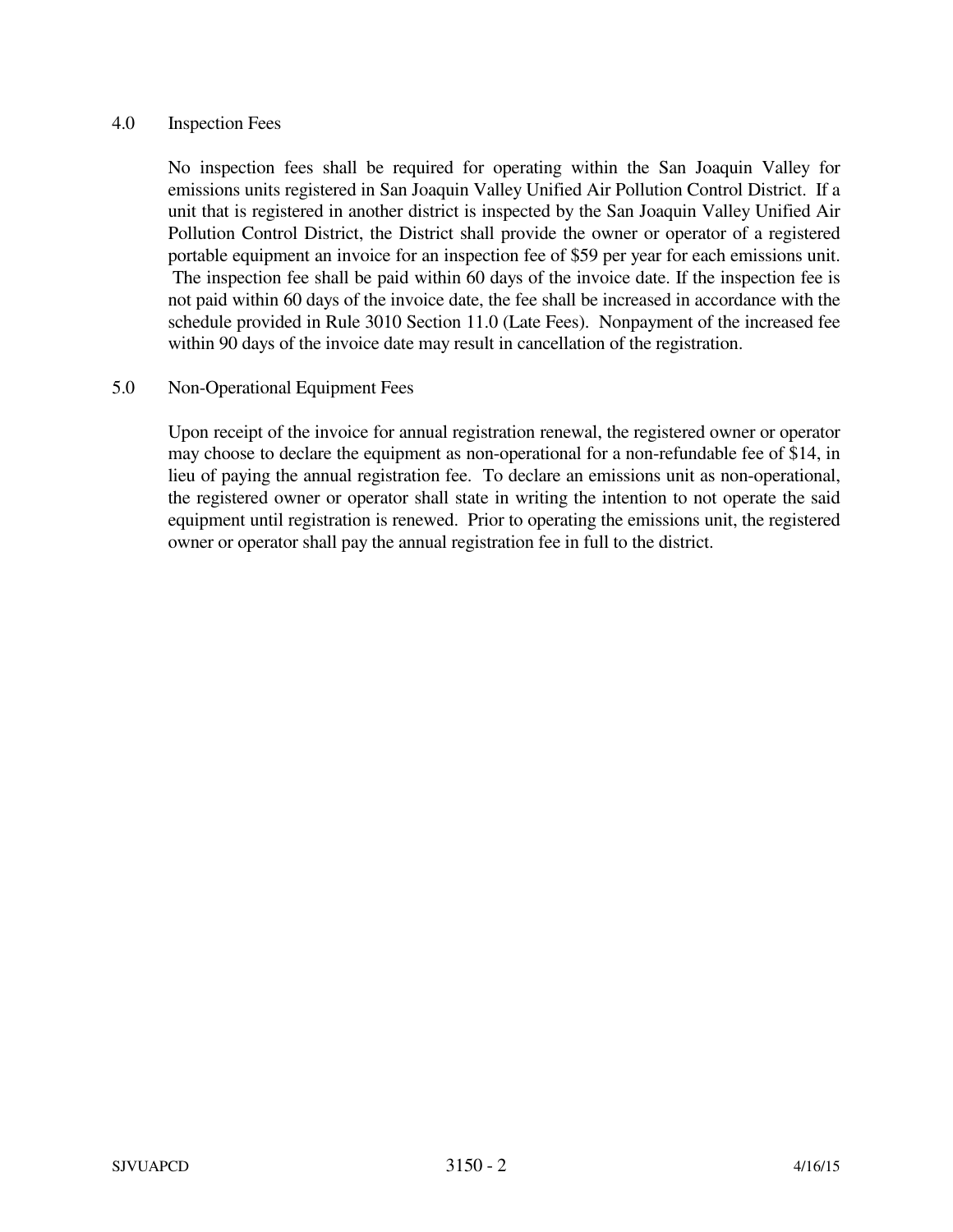## 4.0 Inspection Fees

No inspection fees shall be required for operating within the San Joaquin Valley for emissions units registered in San Joaquin Valley Unified Air Pollution Control District. If a unit that is registered in another district is inspected by the San Joaquin Valley Unified Air Pollution Control District, the District shall provide the owner or operator of a registered portable equipment an invoice for an inspection fee of $59 per year for each emissions unit. The inspection fee shall be paid within 60 days of the invoice date. If the inspection fee is not paid within 60 days of the invoice date, the fee shall be increased in accordance with the schedule provided in Rule 3010 Section 11.0 (Late Fees). Nonpayment of the increased fee within 90 days of the invoice date may result in cancellation of the registration.

## 5.0 Non-Operational Equipment Fees

Upon receipt of the invoice for annual registration renewal, the registered owner or operator may choose to declare the equipment as non-operational for a non-refundable fee of $14, in lieu of paying the annual registration fee. To declare an emissions unit as non-operational, the registered owner or operator shall state in writing the intention to not operate the said equipment until registration is renewed. Prior to operating the emissions unit, the registered owner or operator shall pay the annual registration fee in full to the district.